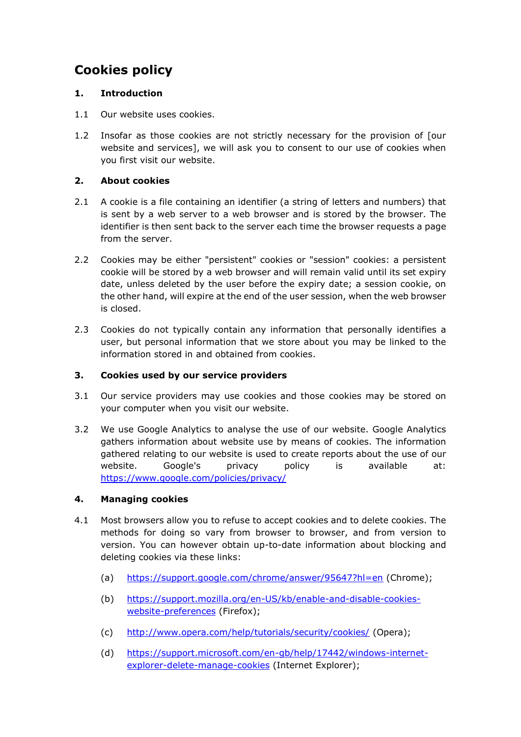# Cookies policy

## 1. Introduction

1.1 Our website uses cookies.

1.2 Insofar as those cookies are not strictly necessary for the provision of [our website and services], we will ask you to consent to our use of cookies when you first visit our website.

## 2. About cookies

2.1 A cookie is a file containing an identifier (a string of letters and numbers) that is sent by a web server to a web browser and is stored by the browser. The identifier is then sent back to the server each time the browser requests a page from the server.

2.2 Cookies may be either "persistent" cookies or "session" cookies: a persistent cookie will be stored by a web browser and will remain valid until its set expiry date, unless deleted by the user before the expiry date; a session cookie, on the other hand, will expire at the end of the user session, when the web browser is closed.

2.3 Cookies do not typically contain any information that personally identifies a user, but personal information that we store about you may be linked to the information stored in and obtained from cookies.

## 3. Cookies used by our service providers

3.1 Our service providers may use cookies and those cookies may be stored on your computer when you visit our website.

3.2 We use Google Analytics to analyse the use of our website. Google Analytics gathers information about website use by means of cookies. The information gathered relating to our website is used to create reports about the use of our website. Google's privacy policy is available at: https://www.google.com/policies/privacy/

## 4. Managing cookies

4.1 Most browsers allow you to refuse to accept cookies and to delete cookies. The methods for doing so vary from browser to browser, and from version to version. You can however obtain up-to-date information about blocking and deleting cookies via these links:

(a) https://support.google.com/chrome/answer/95647?hl=en (Chrome);

(b) https://support.mozilla.org/en-US/kb/enable-and-disable-cookies-website-preferences (Firefox);

(c) http://www.opera.com/help/tutorials/security/cookies/ (Opera);

(d) https://support.microsoft.com/en-gb/help/17442/windows-internet-explorer-delete-manage-cookies (Internet Explorer);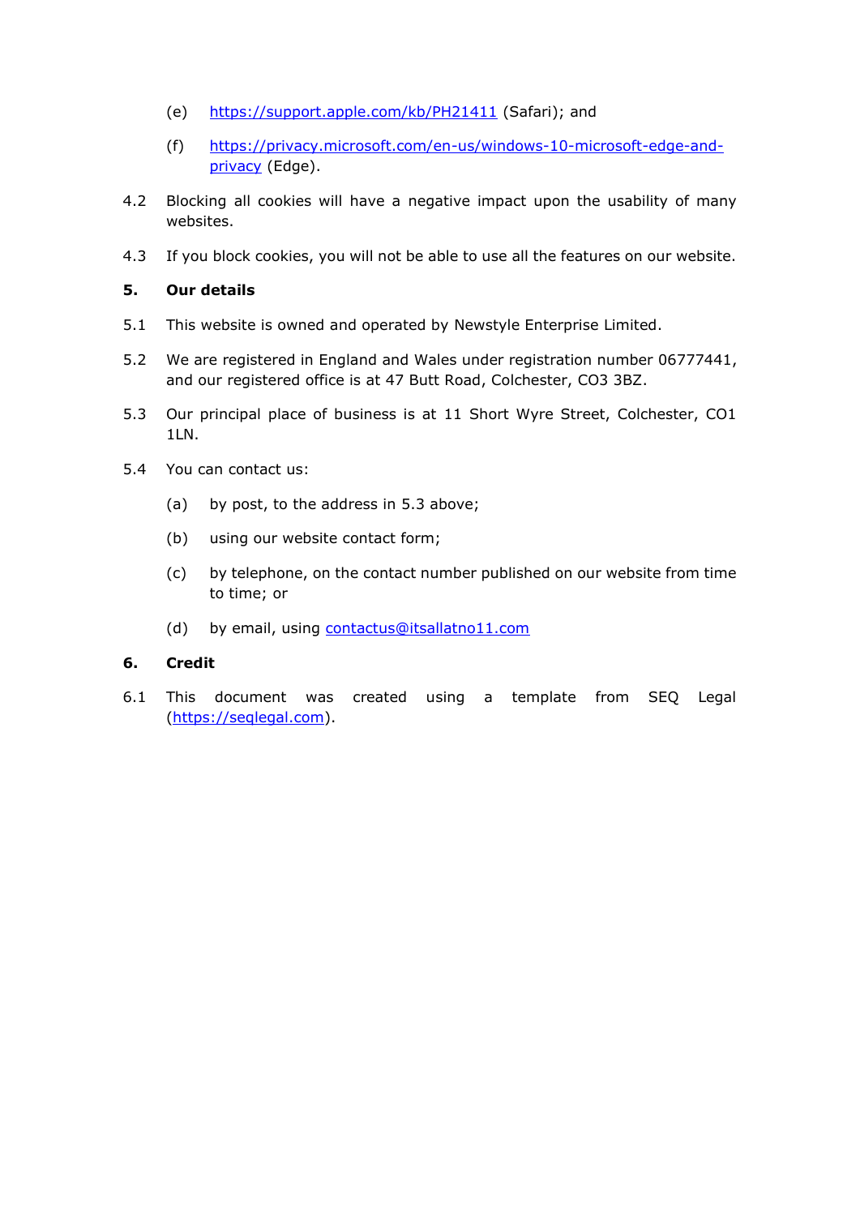(e) https://support.apple.com/kb/PH21411 (Safari); and

(f) https://privacy.microsoft.com/en-us/windows-10-microsoft-edge-and-privacy (Edge).

4.2 Blocking all cookies will have a negative impact upon the usability of many websites.

4.3 If you block cookies, you will not be able to use all the features on our website.

## 5. Our details

5.1 This website is owned and operated by Newstyle Enterprise Limited.

5.2 We are registered in England and Wales under registration number 06777441, and our registered office is at 47 Butt Road, Colchester, CO3 3BZ.

5.3 Our principal place of business is at 11 Short Wyre Street, Colchester, CO1 1LN.

5.4 You can contact us:

(a) by post, to the address in 5.3 above;

(b) using our website contact form;

(c) by telephone, on the contact number published on our website from time to time; or

(d) by email, using contactus@itsallatno11.com

## 6. Credit

6.1 This document was created using a template from SEQ Legal (https://seqlegal.com).